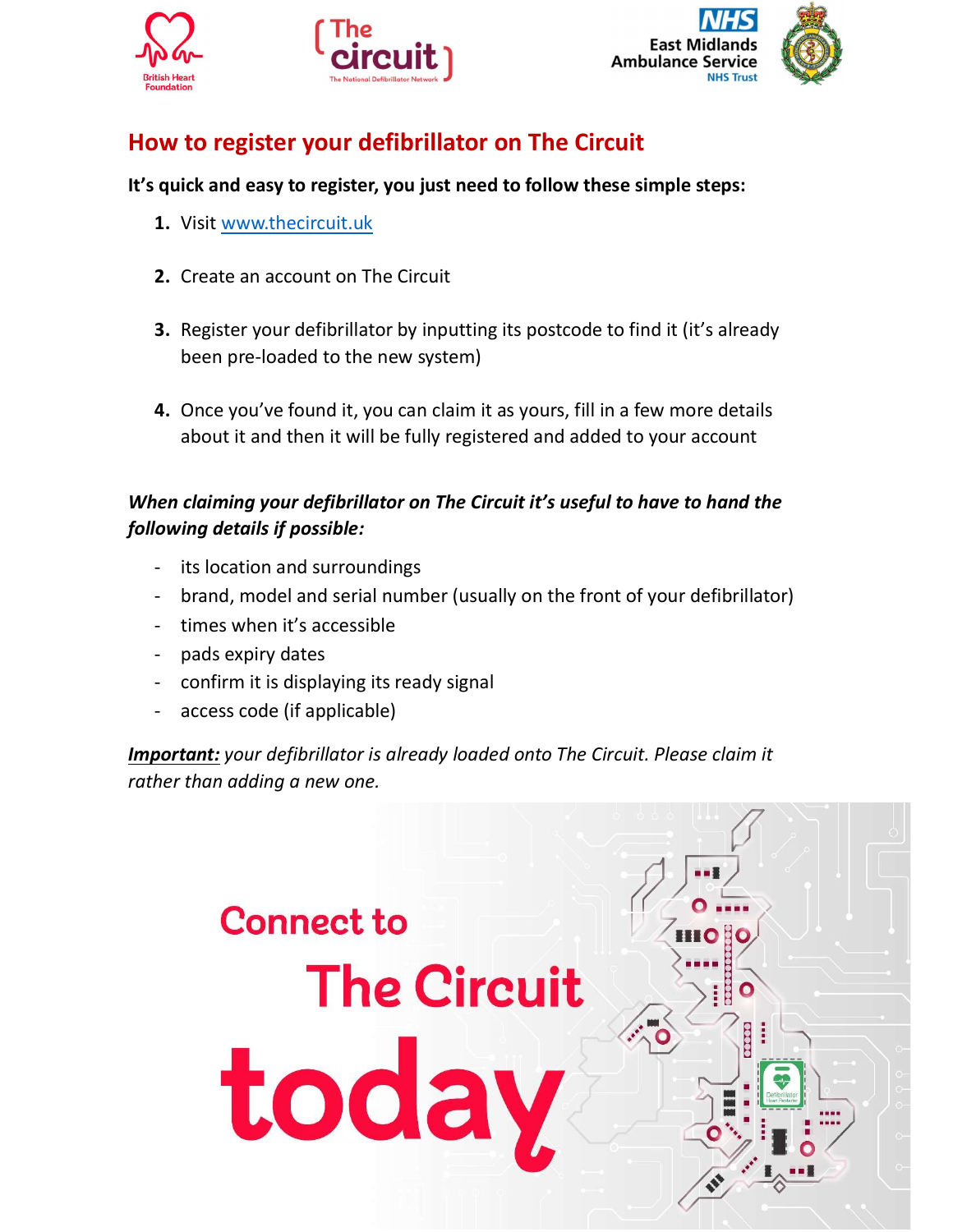# How to register your defibrillator on The Circuit

**It's quick and easy to register, you just need to follow these simple steps:**

1. Visit [www.thecircuit.uk](http://www.thecircuit.uk)
2. Create an account on The Circuit
3. Register your defibrillator by inputting its postcode to find it (it's already been pre-loaded to the new system)
4. Once you've found it, you can claim it as yours, fill in a few more details about it and then it will be fully registered and added to your account

***When claiming your defibrillator on The Circuit it's useful to have to hand the following details if possible:***

- its location and surroundings
- brand, model and serial number (usually on the front of your defibrillator)
- times when it's accessible
- pads expiry dates
- confirm it is displaying its ready signal
- access code (if applicable)

***Important:*** *your defibrillator is already loaded onto The Circuit. Please claim it rather than adding a new one.*

Connect to The Circuit today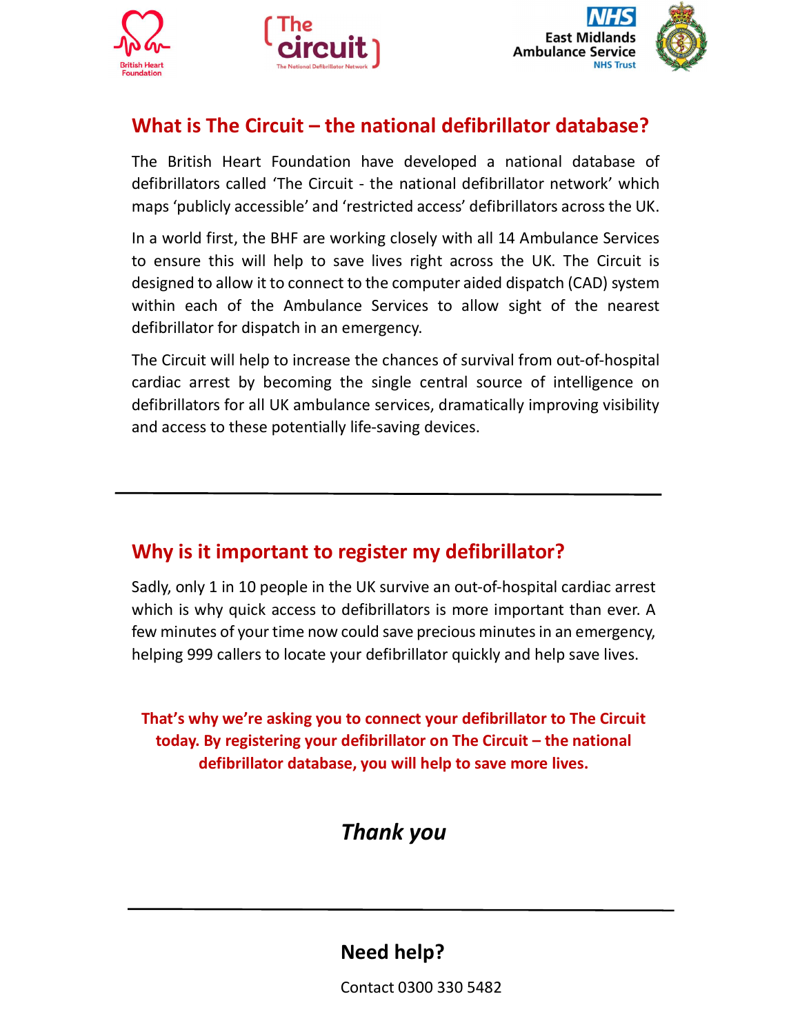## What is The Circuit – the national defibrillator database?

The British Heart Foundation have developed a national database of defibrillators called 'The Circuit - the national defibrillator network' which maps 'publicly accessible' and 'restricted access' defibrillators across the UK.

In a world first, the BHF are working closely with all 14 Ambulance Services to ensure this will help to save lives right across the UK. The Circuit is designed to allow it to connect to the computer aided dispatch (CAD) system within each of the Ambulance Services to allow sight of the nearest defibrillator for dispatch in an emergency.

The Circuit will help to increase the chances of survival from out-of-hospital cardiac arrest by becoming the single central source of intelligence on defibrillators for all UK ambulance services, dramatically improving visibility and access to these potentially life-saving devices.

---

## Why is it important to register my defibrillator?

Sadly, only 1 in 10 people in the UK survive an out-of-hospital cardiac arrest which is why quick access to defibrillators is more important than ever. A few minutes of your time now could save precious minutes in an emergency, helping 999 callers to locate your defibrillator quickly and help save lives.

**That's why we're asking you to connect your defibrillator to The Circuit today. By registering your defibrillator on The Circuit – the national defibrillator database, you will help to save more lives.**

***Thank you***

---

### Need help?

Contact 0300 330 5482